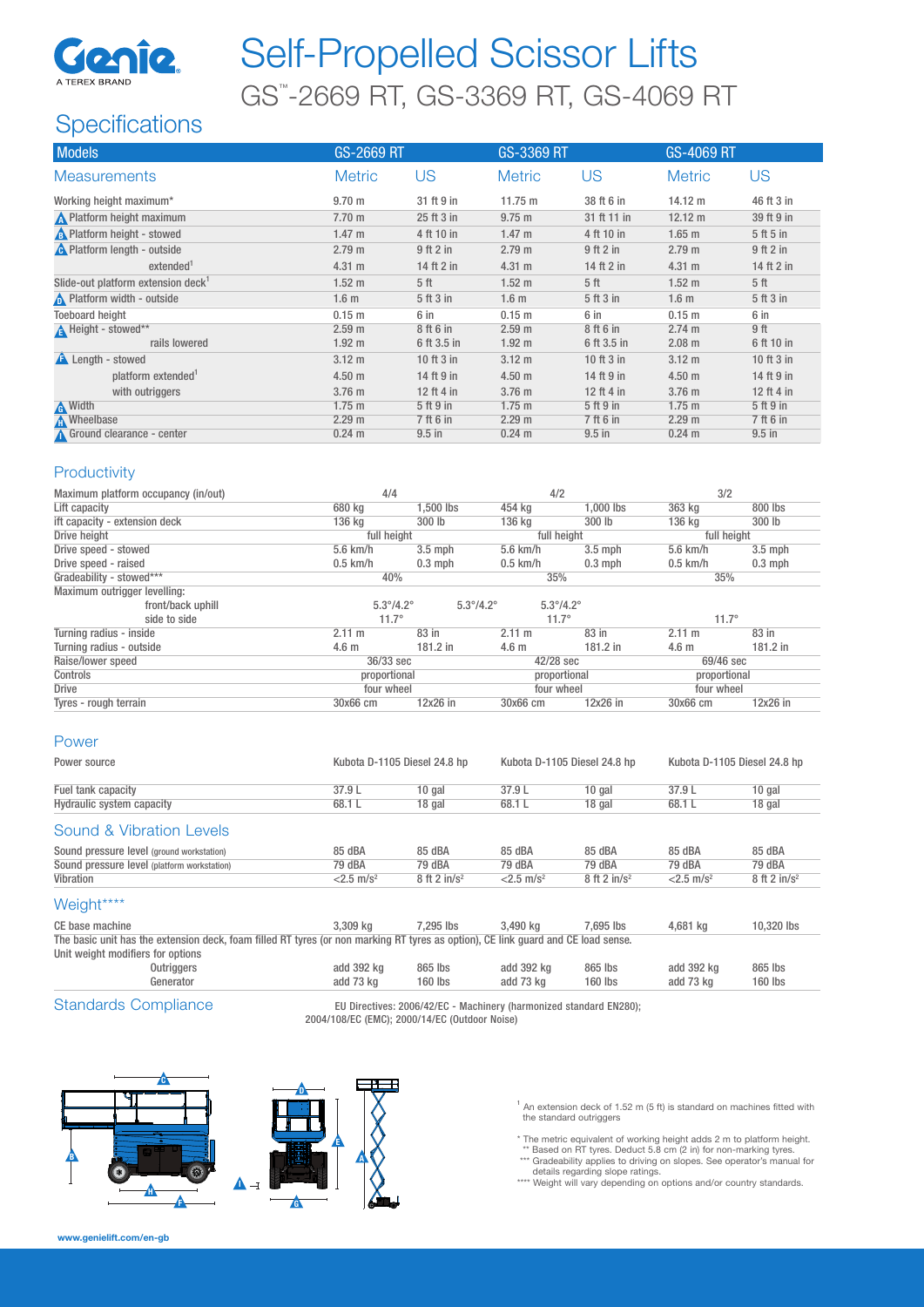# Self-Propelled Scissor Lifts

## GS™-2669 RT, GS-3369 RT, GS-4069 RT

## Specifications

| Models | GS-2669 RT | | GS-3369 RT | | GS-4069 RT | |
|---|---|---|---|---|---|---|
| **Measurements** | **Metric** | **US** | **Metric** | **US** | **Metric** | **US** |
| Working height maximum* | 9.70 m | 31 ft 9 in | 11.75 m | 38 ft 6 in | 14.12 m | 46 ft 3 in |
| A Platform height maximum | 7.70 m | 25 ft 3 in | 9.75 m | 31 ft 11 in | 12.12 m | 39 ft 9 in |
| B Platform height - stowed | 1.47 m | 4 ft 10 in | 1.47 m | 4 ft 10 in | 1.65 m | 5 ft 5 in |
| C Platform length - outside | 2.79 m | 9 ft 2 in | 2.79 m | 9 ft 2 in | 2.79 m | 9 ft 2 in |
| extended[1] | 4.31 m | 14 ft 2 in | 4.31 m | 14 ft 2 in | 4.31 m | 14 ft 2 in |
| Slide-out platform extension deck[1] | 1.52 m | 5 ft | 1.52 m | 5 ft | 1.52 m | 5 ft |
| D Platform width - outside | 1.6 m | 5 ft 3 in | 1.6 m | 5 ft 3 in | 1.6 m | 5 ft 3 in |
| Toeboard height | 0.15 m | 6 in | 0.15 m | 6 in | 0.15 m | 6 in |
| E Height - stowed** | 2.59 m | 8 ft 6 in | 2.59 m | 8 ft 6 in | 2.74 m | 9 ft |
| rails lowered | 1.92 m | 6 ft 3.5 in | 1.92 m | 6 ft 3.5 in | 2.08 m | 6 ft 10 in |
| F Length - stowed | 3.12 m | 10 ft 3 in | 3.12 m | 10 ft 3 in | 3.12 m | 10 ft 3 in |
| platform extended[1] | 4.50 m | 14 ft 9 in | 4.50 m | 14 ft 9 in | 4.50 m | 14 ft 9 in |
| with outriggers | 3.76 m | 12 ft 4 in | 3.76 m | 12 ft 4 in | 3.76 m | 12 ft 4 in |
| G Width | 1.75 m | 5 ft 9 in | 1.75 m | 5 ft 9 in | 1.75 m | 5 ft 9 in |
| H Wheelbase | 2.29 m | 7 ft 6 in | 2.29 m | 7 ft 6 in | 2.29 m | 7 ft 6 in |
| I Ground clearance - center | 0.24 m | 9.5 in | 0.24 m | 9.5 in | 0.24 m | 9.5 in |

### Productivity

| | GS-2669 RT | | GS-3369 RT | | GS-4069 RT | |
|---|---|---|---|---|---|---|
| Maximum platform occupancy (in/out) | 4/4 | | 4/2 | | 3/2 | |
| Lift capacity | 680 kg | 1,500 lbs | 454 kg | 1,000 lbs | 363 kg | 800 lbs |
| ift capacity - extension deck | 136 kg | 300 lb | 136 kg | 300 lb | 136 kg | 300 lb |
| Drive height | full height | | full height | | full height | |
| Drive speed - stowed | 5.6 km/h | 3.5 mph | 5.6 km/h | 3.5 mph | 5.6 km/h | 3.5 mph |
| Drive speed - raised | 0.5 km/h | 0.3 mph | 0.5 km/h | 0.3 mph | 0.5 km/h | 0.3 mph |
| Gradeability - stowed*** | 40% | | 35% | | 35% | |
| Maximum outrigger levelling: | | | | | | |
| front/back uphill | 5.3°/4.2° | 5.3°/4.2° | 5.3°/4.2° | | | |
| side to side | 11.7° | | 11.7° | | 11.7° | |
| Turning radius - inside | 2.11 m | 83 in | 2.11 m | 83 in | 2.11 m | 83 in |
| Turning radius - outside | 4.6 m | 181.2 in | 4.6 m | 181.2 in | 4.6 m | 181.2 in |
| Raise/lower speed | 36/33 sec | | 42/28 sec | | 69/46 sec | |
| Controls | proportional | | proportional | | proportional | |
| Drive | four wheel | | four wheel | | four wheel | |
| Tyres - rough terrain | 30x66 cm | 12x26 in | 30x66 cm | 12x26 in | 30x66 cm | 12x26 in |

### Power

| | GS-2669 RT | | GS-3369 RT | | GS-4069 RT | |
|---|---|---|---|---|---|---|
| Power source | Kubota D-1105 Diesel 24.8 hp | | Kubota D-1105 Diesel 24.8 hp | | Kubota D-1105 Diesel 24.8 hp | |
| Fuel tank capacity | 37.9 L | 10 gal | 37.9 L | 10 gal | 37.9 L | 10 gal |
| Hydraulic system capacity | 68.1 L | 18 gal | 68.1 L | 18 gal | 68.1 L | 18 gal |

### Sound & Vibration Levels

| | GS-2669 RT | | GS-3369 RT | | GS-4069 RT | |
|---|---|---|---|---|---|---|
| Sound pressure level (ground workstation) | 85 dBA | 85 dBA | 85 dBA | 85 dBA | 85 dBA | 85 dBA |
| Sound pressure level (platform workstation) | 79 dBA | 79 dBA | 79 dBA | 79 dBA | 79 dBA | 79 dBA |
| Vibration | <2.5 m/s² | 8 ft 2 in/s² | <2.5 m/s² | 8 ft 2 in/s² | <2.5 m/s² | 8 ft 2 in/s² |

### Weight****

| | GS-2669 RT | | GS-3369 RT | | GS-4069 RT | |
|---|---|---|---|---|---|---|
| CE base machine | 3,309 kg | 7,295 lbs | 3,490 kg | 7,695 lbs | 4,681 kg | 10,320 lbs |

The basic unit has the extension deck, foam filled RT tyres (or non marking RT tyres as option), CE link guard and CE load sense.

| Unit weight modifiers for options | | | | | | |
|---|---|---|---|---|---|---|
| Outriggers | add 392 kg | 865 lbs | add 392 kg | 865 lbs | add 392 kg | 865 lbs |
| Generator | add 73 kg | 160 lbs | add 73 kg | 160 lbs | add 73 kg | 160 lbs |

### Standards Compliance

EU Directives: 2006/42/EC - Machinery (harmonized standard EN280); 2004/108/EC (EMC); 2000/14/EC (Outdoor Noise)

[1] An extension deck of 1.52 m (5 ft) is standard on machines fitted with the standard outriggers

\* The metric equivalent of working height adds 2 m to platform height.
\*\* Based on RT tyres. Deduct 5.8 cm (2 in) for non-marking tyres.
\*\*\* Gradeability applies to driving on slopes. See operator's manual for details regarding slope ratings.
\*\*\*\* Weight will vary depending on options and/or country standards.

www.genielift.com/en-gb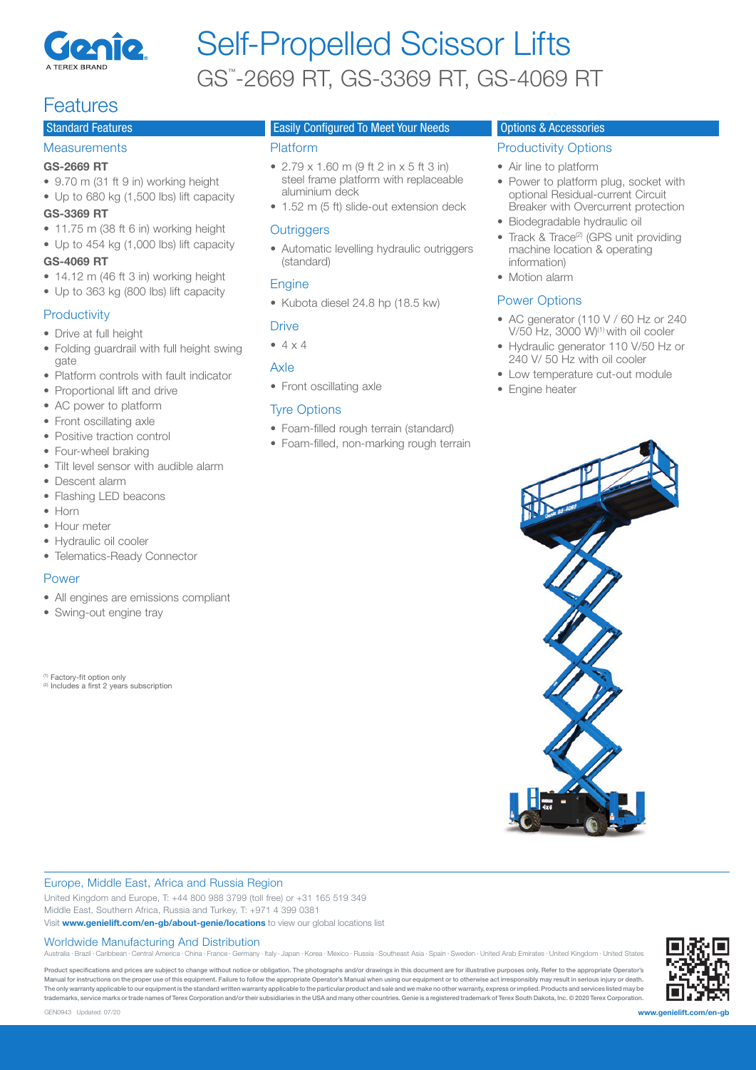# Self-Propelled Scissor Lifts

## GS™-2669 RT, GS-3369 RT, GS-4069 RT

# Features

## Standard Features

### Measurements

**GS-2669 RT**

- 9.70 m (31 ft 9 in) working height
- Up to 680 kg (1,500 lbs) lift capacity

**GS-3369 RT**

- 11.75 m (38 ft 6 in) working height
- Up to 454 kg (1,000 lbs) lift capacity

**GS-4069 RT**

- 14.12 m (46 ft 3 in) working height
- Up to 363 kg (800 lbs) lift capacity

### Productivity

- Drive at full height
- Folding guardrail with full height swing gate
- Platform controls with fault indicator
- Proportional lift and drive
- AC power to platform
- Front oscillating axle
- Positive traction control
- Four-wheel braking
- Tilt level sensor with audible alarm
- Descent alarm
- Flashing LED beacons
- Horn
- Hour meter
- Hydraulic oil cooler
- Telematics-Ready Connector

### Power

- All engines are emissions compliant
- Swing-out engine tray

[1] Factory-fit option only
[2] Includes a first 2 years subscription

## Easily Configured To Meet Your Needs

### Platform

- 2.79 x 1.60 m (9 ft 2 in x 5 ft 3 in) steel frame platform with replaceable aluminium deck
- 1.52 m (5 ft) slide-out extension deck

### Outriggers

- Automatic levelling hydraulic outriggers (standard)

### Engine

- Kubota diesel 24.8 hp (18.5 kw)

### Drive

- 4 x 4

### Axle

- Front oscillating axle

### Tyre Options

- Foam-filled rough terrain (standard)
- Foam-filled, non-marking rough terrain

## Options & Accessories

### Productivity Options

- Air line to platform
- Power to platform plug, socket with optional Residual-current Circuit Breaker with Overcurrent protection
- Biodegradable hydraulic oil
- Track & Trace[2] (GPS unit providing machine location & operating information)
- Motion alarm

### Power Options

- AC generator (110 V / 60 Hz or 240 V/50 Hz, 3000 W)[1] with oil cooler
- Hydraulic generator 110 V/50 Hz or 240 V/ 50 Hz with oil cooler
- Low temperature cut-out module
- Engine heater

### Europe, Middle East, Africa and Russia Region

United Kingdom and Europe, T: +44 800 988 3799 (toll free) or +31 165 519 349
Middle East, Southern Africa, Russia and Turkey, T: +971 4 399 0381
Visit **www.genielift.com/en-gb/about-genie/locations** to view our global locations list

### Worldwide Manufacturing And Distribution

Australia · Brazil · Caribbean · Central America · China · France · Germany · Italy · Japan · Korea · Mexico · Russia · Southeast Asia · Spain · Sweden · United Arab Emirates · United Kingdom · United States

Product specifications and prices are subject to change without notice or obligation. The photographs and/or drawings in this document are for illustrative purposes only. Refer to the appropriate Operator's Manual for instructions on the proper use of this equipment. Failure to follow the appropriate Operator's Manual when using our equipment or to otherwise act irresponsibly may result in serious injury or death. The only warranty applicable to our equipment is the standard written warranty applicable to the particular product and sale and we make no other warranty, express or implied. Products and services listed may be trademarks, service marks or trade names of Terex Corporation and/or their subsidiaries in the USA and many other countries. Genie is a registered trademark of Terex South Dakota, Inc. © 2020 Terex Corporation.

GEN0943 Updated: 07/20

**www.genielift.com/en-gb**